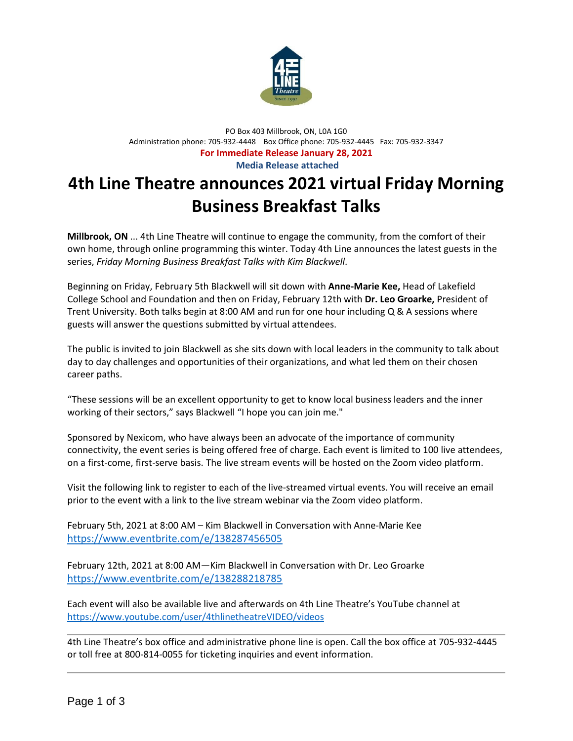PO Box 403 Millbrook, ON, L0A 1G0
Administration phone: 705-932-4448 Box Office phone: 705-932-4445 Fax: 705-932-3347

**For Immediate Release January 28, 2021**

**Media Release attached**

# 4th Line Theatre announces 2021 virtual Friday Morning Business Breakfast Talks

**Millbrook, ON** ... 4th Line Theatre will continue to engage the community, from the comfort of their own home, through online programming this winter. Today 4th Line announces the latest guests in the series, *Friday Morning Business Breakfast Talks with Kim Blackwell*.

Beginning on Friday, February 5th Blackwell will sit down with **Anne-Marie Kee,** Head of Lakefield College School and Foundation and then on Friday, February 12th with **Dr. Leo Groarke,** President of Trent University. Both talks begin at 8:00 AM and run for one hour including Q & A sessions where guests will answer the questions submitted by virtual attendees.

The public is invited to join Blackwell as she sits down with local leaders in the community to talk about day to day challenges and opportunities of their organizations, and what led them on their chosen career paths.

"These sessions will be an excellent opportunity to get to know local business leaders and the inner working of their sectors," says Blackwell "I hope you can join me."

Sponsored by Nexicom, who have always been an advocate of the importance of community connectivity, the event series is being offered free of charge. Each event is limited to 100 live attendees, on a first-come, first-serve basis. The live stream events will be hosted on the Zoom video platform.

Visit the following link to register to each of the live-streamed virtual events. You will receive an email prior to the event with a link to the live stream webinar via the Zoom video platform.

February 5th, 2021 at 8:00 AM – Kim Blackwell in Conversation with Anne-Marie Kee
https://www.eventbrite.com/e/138287456505

February 12th, 2021 at 8:00 AM—Kim Blackwell in Conversation with Dr. Leo Groarke
https://www.eventbrite.com/e/138288218785

Each event will also be available live and afterwards on 4th Line Theatre's YouTube channel at https://www.youtube.com/user/4thlinetheatreVIDEO/videos

---

4th Line Theatre's box office and administrative phone line is open. Call the box office at 705-932-4445 or toll free at 800-814-0055 for ticketing inquiries and event information.

---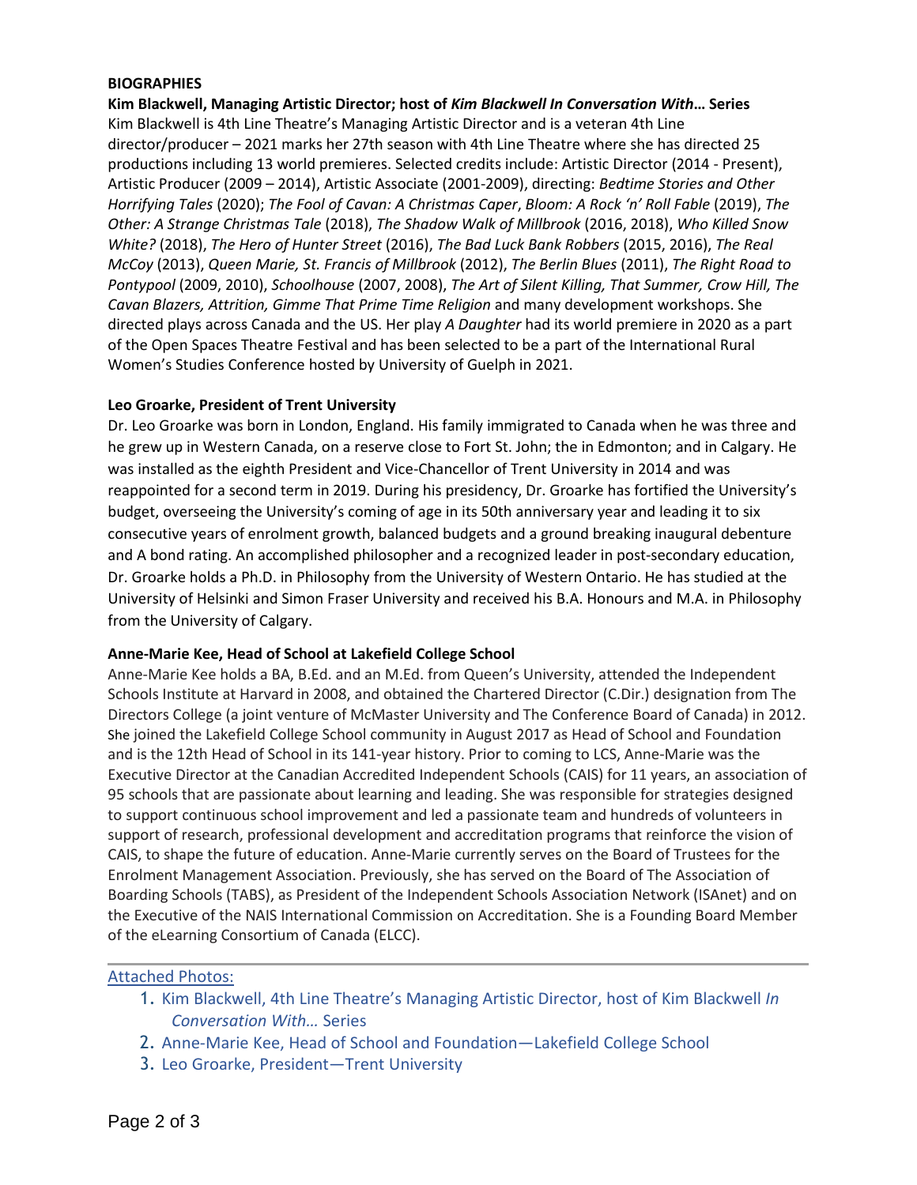**BIOGRAPHIES**

**Kim Blackwell, Managing Artistic Director; host of *Kim Blackwell In Conversation With…* Series**

Kim Blackwell is 4th Line Theatre's Managing Artistic Director and is a veteran 4th Line director/producer – 2021 marks her 27th season with 4th Line Theatre where she has directed 25 productions including 13 world premieres. Selected credits include: Artistic Director (2014 - Present), Artistic Producer (2009 – 2014), Artistic Associate (2001-2009), directing: *Bedtime Stories and Other Horrifying Tales* (2020); *The Fool of Cavan: A Christmas Caper*, *Bloom: A Rock 'n' Roll Fable* (2019), *The Other: A Strange Christmas Tale* (2018), *The Shadow Walk of Millbrook* (2016, 2018), *Who Killed Snow White?* (2018), *The Hero of Hunter Street* (2016), *The Bad Luck Bank Robbers* (2015, 2016), *The Real McCoy* (2013), *Queen Marie, St. Francis of Millbrook* (2012), *The Berlin Blues* (2011), *The Right Road to Pontypool* (2009, 2010), *Schoolhouse* (2007, 2008), *The Art of Silent Killing, That Summer, Crow Hill, The Cavan Blazers, Attrition, Gimme That Prime Time Religion* and many development workshops. She directed plays across Canada and the US. Her play *A Daughter* had its world premiere in 2020 as a part of the Open Spaces Theatre Festival and has been selected to be a part of the International Rural Women's Studies Conference hosted by University of Guelph in 2021.

**Leo Groarke, President of Trent University**

Dr. Leo Groarke was born in London, England. His family immigrated to Canada when he was three and he grew up in Western Canada, on a reserve close to Fort St. John; the in Edmonton; and in Calgary. He was installed as the eighth President and Vice-Chancellor of Trent University in 2014 and was reappointed for a second term in 2019. During his presidency, Dr. Groarke has fortified the University's budget, overseeing the University's coming of age in its 50th anniversary year and leading it to six consecutive years of enrolment growth, balanced budgets and a ground breaking inaugural debenture and A bond rating. An accomplished philosopher and a recognized leader in post-secondary education, Dr. Groarke holds a Ph.D. in Philosophy from the University of Western Ontario. He has studied at the University of Helsinki and Simon Fraser University and received his B.A. Honours and M.A. in Philosophy from the University of Calgary.

**Anne-Marie Kee, Head of School at Lakefield College School**

Anne-Marie Kee holds a BA, B.Ed. and an M.Ed. from Queen's University, attended the Independent Schools Institute at Harvard in 2008, and obtained the Chartered Director (C.Dir.) designation from The Directors College (a joint venture of McMaster University and The Conference Board of Canada) in 2012. She joined the Lakefield College School community in August 2017 as Head of School and Foundation and is the 12th Head of School in its 141-year history. Prior to coming to LCS, Anne-Marie was the Executive Director at the Canadian Accredited Independent Schools (CAIS) for 11 years, an association of 95 schools that are passionate about learning and leading. She was responsible for strategies designed to support continuous school improvement and led a passionate team and hundreds of volunteers in support of research, professional development and accreditation programs that reinforce the vision of CAIS, to shape the future of education. Anne-Marie currently serves on the Board of Trustees for the Enrolment Management Association. Previously, she has served on the Board of The Association of Boarding Schools (TABS), as President of the Independent Schools Association Network (ISAnet) and on the Executive of the NAIS International Commission on Accreditation. She is a Founding Board Member of the eLearning Consortium of Canada (ELCC).

---

Attached Photos:

1. Kim Blackwell, 4th Line Theatre's Managing Artistic Director, host of Kim Blackwell *In Conversation With…* Series
2. Anne-Marie Kee, Head of School and Foundation—Lakefield College School
3. Leo Groarke, President—Trent University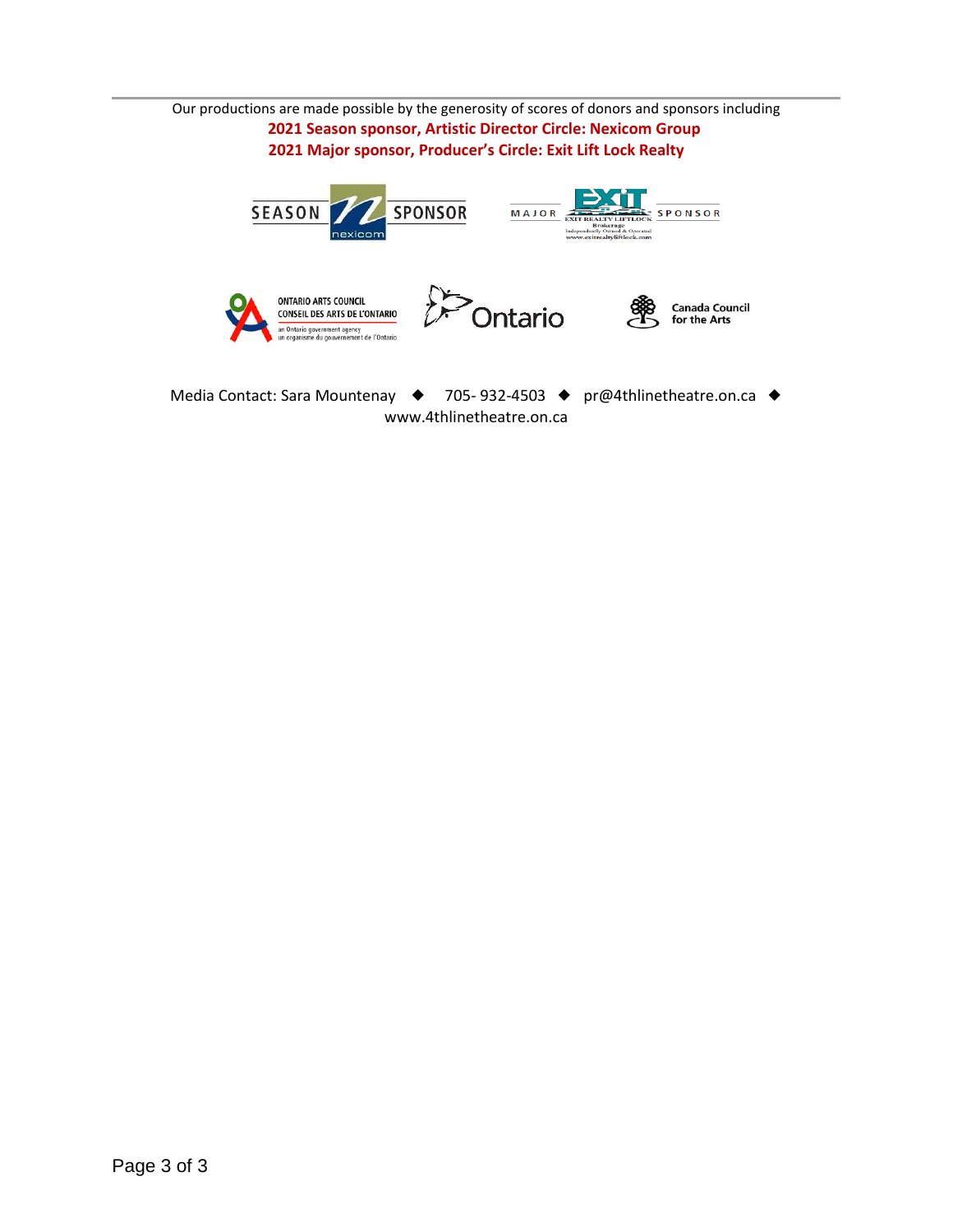Our productions are made possible by the generosity of scores of donors and sponsors including

**2021 Season sponsor, Artistic Director Circle: Nexicom Group**

**2021 Major sponsor, Producer's Circle: Exit Lift Lock Realty**

Media Contact: Sara Mountenay ◆ 705- 932-4503 ◆ pr@4thlinetheatre.on.ca ◆ www.4thlinetheatre.on.ca